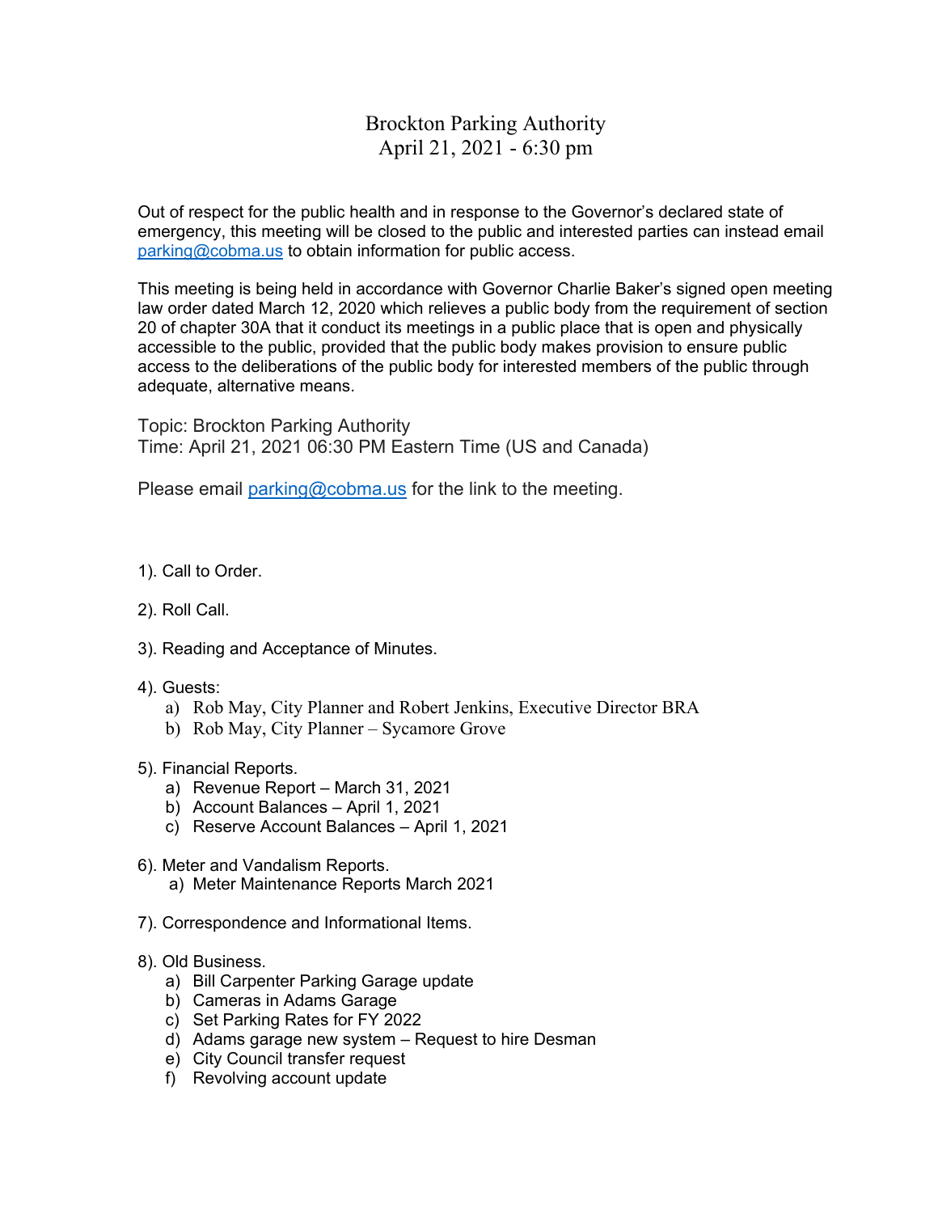# Brockton Parking Authority
## April 21, 2021 - 6:30 pm

Out of respect for the public health and in response to the Governor's declared state of emergency, this meeting will be closed to the public and interested parties can instead email parking@cobma.us to obtain information for public access.

This meeting is being held in accordance with Governor Charlie Baker's signed open meeting law order dated March 12, 2020 which relieves a public body from the requirement of section 20 of chapter 30A that it conduct its meetings in a public place that is open and physically accessible to the public, provided that the public body makes provision to ensure public access to the deliberations of the public body for interested members of the public through adequate, alternative means.

Topic: Brockton Parking Authority
Time: April 21, 2021 06:30 PM Eastern Time (US and Canada)

Please email parking@cobma.us for the link to the meeting.

1). Call to Order.

2). Roll Call.

3). Reading and Acceptance of Minutes.

4). Guests:
  a) Rob May, City Planner and Robert Jenkins, Executive Director BRA
  b) Rob May, City Planner – Sycamore Grove

5). Financial Reports.
  a) Revenue Report – March 31, 2021
  b) Account Balances – April 1, 2021
  c) Reserve Account Balances – April 1, 2021

6). Meter and Vandalism Reports.
  a) Meter Maintenance Reports March 2021

7). Correspondence and Informational Items.

8). Old Business.
  a) Bill Carpenter Parking Garage update
  b) Cameras in Adams Garage
  c) Set Parking Rates for FY 2022
  d) Adams garage new system – Request to hire Desman
  e) City Council transfer request
  f) Revolving account update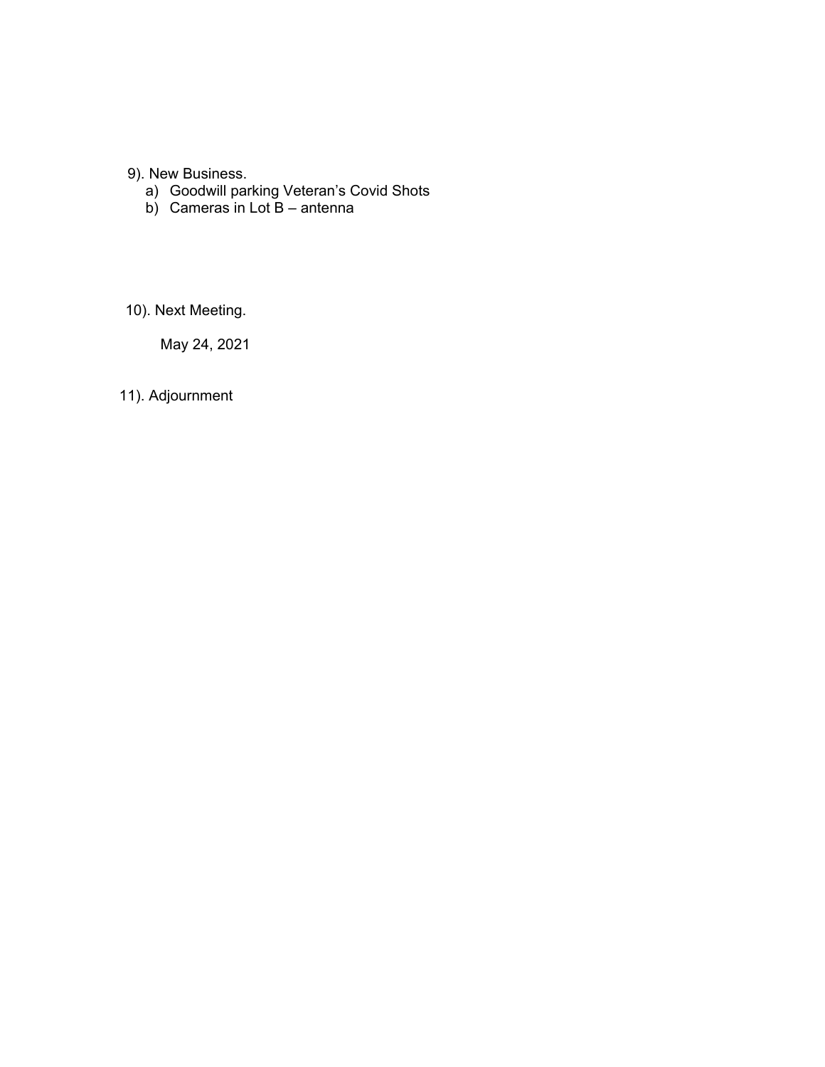9). New Business.

a) Goodwill parking Veteran's Covid Shots

b) Cameras in Lot B – antenna

10). Next Meeting.

May 24, 2021

11). Adjournment